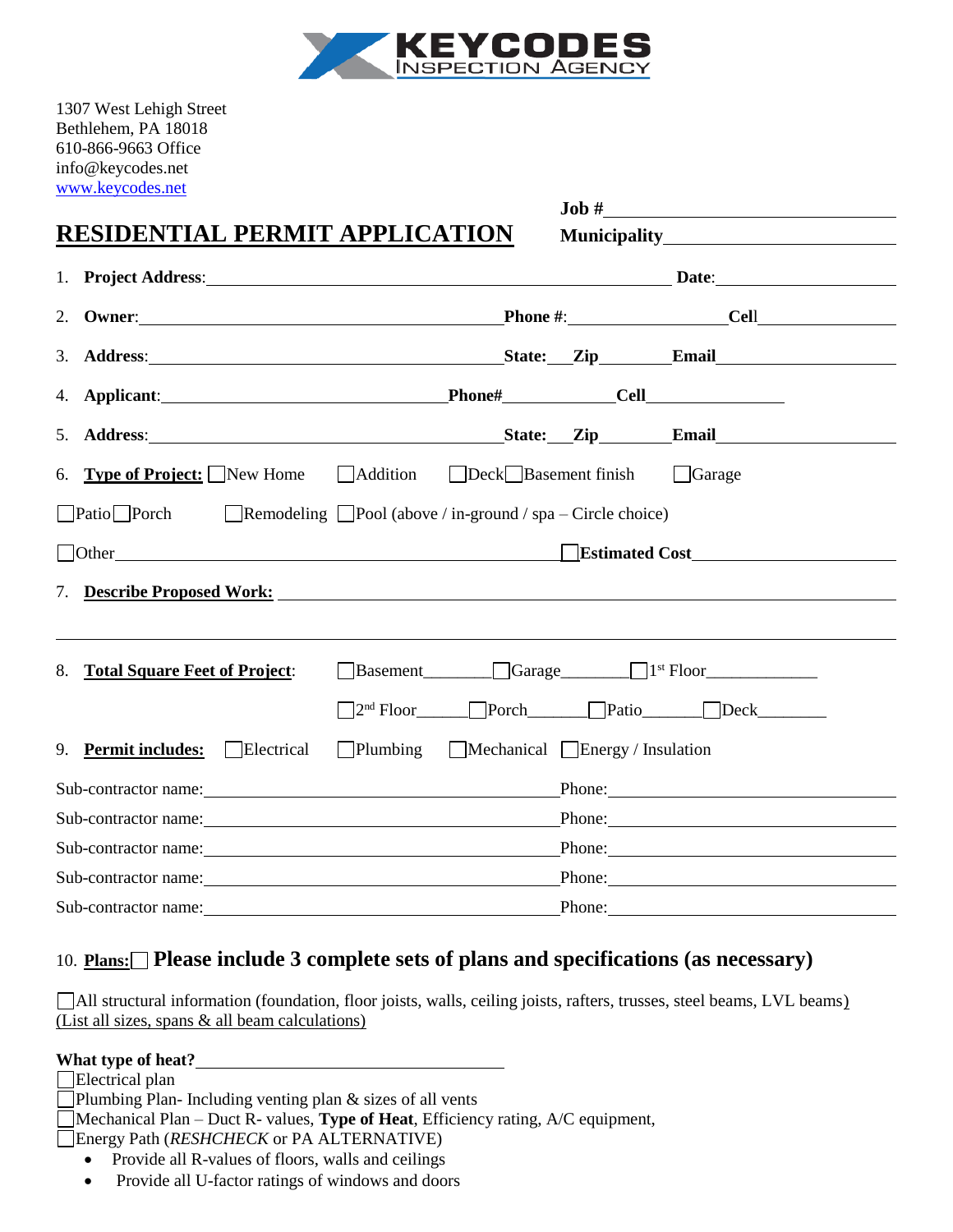**KEYCODES INSPECTION AGENCY**

1307 West Lehigh Street
Bethlehem, PA 18018
610-866-9663 Office
info@keycodes.net
www.keycodes.net

**Job #**\_\_\_\_\_\_\_\_\_\_\_\_\_\_\_\_\_\_\_\_\_\_\_\_\_\_\_\_\_\_

# RESIDENTIAL PERMIT APPLICATION

**Municipality**\_\_\_\_\_\_\_\_\_\_\_\_\_\_\_\_\_\_\_\_\_\_\_\_\_\_\_\_\_\_

1. **Project Address**:\_\_\_\_\_\_\_\_\_\_\_\_\_\_\_\_\_\_\_\_\_\_\_\_\_\_\_\_\_\_\_\_\_\_\_\_\_\_\_\_\_\_\_\_\_\_\_\_ **Date**:\_\_\_\_\_\_\_\_\_\_\_\_\_\_\_\_\_\_
2. **Owner**:\_\_\_\_\_\_\_\_\_\_\_\_\_\_\_\_\_\_\_\_\_\_\_\_\_\_\_\_\_\_\_\_\_\_\_\_\_\_\_\_ **Phone #**:\_\_\_\_\_\_\_\_\_\_\_\_\_\_\_\_ **Cell**\_\_\_\_\_\_\_\_\_\_\_\_\_\_\_
3. **Address**:\_\_\_\_\_\_\_\_\_\_\_\_\_\_\_\_\_\_\_\_\_\_\_\_\_\_\_\_\_\_\_\_\_\_\_\_\_\_\_ **State:**\_\_\_**Zip**\_\_\_\_\_\_\_\_ **Email**\_\_\_\_\_\_\_\_\_\_\_\_\_\_\_\_\_\_\_\_
4. **Applicant**:\_\_\_\_\_\_\_\_\_\_\_\_\_\_\_\_\_\_\_\_\_\_\_\_\_\_\_\_\_\_\_ **Phone#**\_\_\_\_\_\_\_\_\_\_\_\_\_ **Cell**\_\_\_\_\_\_\_\_\_\_\_\_\_\_\_
5. **Address**:\_\_\_\_\_\_\_\_\_\_\_\_\_\_\_\_\_\_\_\_\_\_\_\_\_\_\_\_\_\_\_\_\_\_\_\_\_\_\_ **State:**\_\_\_**Zip**\_\_\_\_\_\_\_\_ **Email**\_\_\_\_\_\_\_\_\_\_\_\_\_\_\_\_\_\_\_\_
6. **Type of Project:** ☐ New Home ☐ Addition ☐ Deck ☐ Basement finish ☐ Garage

   ☐ Patio ☐ Porch ☐ Remodeling ☐ Pool (above / in-ground / spa – Circle choice)

   ☐ Other\_\_\_\_\_\_\_\_\_\_\_\_\_\_\_\_\_\_\_\_\_\_\_\_\_\_\_\_\_\_\_\_\_\_\_\_\_\_\_\_\_\_\_\_\_\_\_ ☐ **Estimated Cost**\_\_\_\_\_\_\_\_\_\_\_\_\_\_\_\_\_\_\_\_\_\_
7. **Describe Proposed Work:** \_\_\_\_\_\_\_\_\_\_\_\_\_\_\_\_\_\_\_\_\_\_\_\_\_\_\_\_\_\_\_\_\_\_\_\_\_\_\_\_\_\_\_\_\_\_\_\_\_\_\_\_\_\_\_\_\_\_\_\_\_\_

   \_\_\_\_\_\_\_\_\_\_\_\_\_\_\_\_\_\_\_\_\_\_\_\_\_\_\_\_\_\_\_\_\_\_\_\_\_\_\_\_\_\_\_\_\_\_\_\_\_\_\_\_\_\_\_\_\_\_\_\_\_\_\_\_\_\_\_\_\_\_\_\_\_\_\_\_\_\_\_\_\_\_\_\_
8. **Total Square Feet of Project**: ☐ Basement\_\_\_\_\_\_\_ ☐ Garage\_\_\_\_\_\_\_ ☐ 1st Floor\_\_\_\_\_\_\_\_\_\_\_\_

   ☐ 2nd Floor\_\_\_\_\_ ☐ Porch\_\_\_\_\_\_ ☐ Patio\_\_\_\_\_\_ ☐ Deck\_\_\_\_\_\_\_
9. **Permit includes:** ☐ Electrical ☐ Plumbing ☐ Mechanical ☐ Energy / Insulation

Sub-contractor name:\_\_\_\_\_\_\_\_\_\_\_\_\_\_\_\_\_\_\_\_\_\_\_\_\_\_\_\_\_\_\_\_\_\_\_\_\_\_\_\_ Phone:\_\_\_\_\_\_\_\_\_\_\_\_\_\_\_\_\_\_\_\_\_\_\_\_\_\_\_\_\_\_

Sub-contractor name:\_\_\_\_\_\_\_\_\_\_\_\_\_\_\_\_\_\_\_\_\_\_\_\_\_\_\_\_\_\_\_\_\_\_\_\_\_\_\_\_ Phone:\_\_\_\_\_\_\_\_\_\_\_\_\_\_\_\_\_\_\_\_\_\_\_\_\_\_\_\_\_\_

Sub-contractor name:\_\_\_\_\_\_\_\_\_\_\_\_\_\_\_\_\_\_\_\_\_\_\_\_\_\_\_\_\_\_\_\_\_\_\_\_\_\_\_\_ Phone:\_\_\_\_\_\_\_\_\_\_\_\_\_\_\_\_\_\_\_\_\_\_\_\_\_\_\_\_\_\_

Sub-contractor name:\_\_\_\_\_\_\_\_\_\_\_\_\_\_\_\_\_\_\_\_\_\_\_\_\_\_\_\_\_\_\_\_\_\_\_\_\_\_\_\_ Phone:\_\_\_\_\_\_\_\_\_\_\_\_\_\_\_\_\_\_\_\_\_\_\_\_\_\_\_\_\_\_

Sub-contractor name:\_\_\_\_\_\_\_\_\_\_\_\_\_\_\_\_\_\_\_\_\_\_\_\_\_\_\_\_\_\_\_\_\_\_\_\_\_\_\_\_ Phone:\_\_\_\_\_\_\_\_\_\_\_\_\_\_\_\_\_\_\_\_\_\_\_\_\_\_\_\_\_\_

10. **Plans:** ☐ **Please include 3 complete sets of plans and specifications (as necessary)**

☐ All structural information (foundation, floor joists, walls, ceiling joists, rafters, trusses, steel beams, LVL beams) (List all sizes, spans & all beam calculations)

**What type of heat?**\_\_\_\_\_\_\_\_\_\_\_\_\_\_\_\_\_\_\_\_\_\_\_\_\_\_\_\_\_\_\_\_\_\_\_

☐ Electrical plan
☐ Plumbing Plan- Including venting plan & sizes of all vents
☐ Mechanical Plan – Duct R- values, **Type of Heat**, Efficiency rating, A/C equipment,
☐ Energy Path (*RESHCHECK* or PA ALTERNATIVE)

- Provide all R-values of floors, walls and ceilings
- Provide all U-factor ratings of windows and doors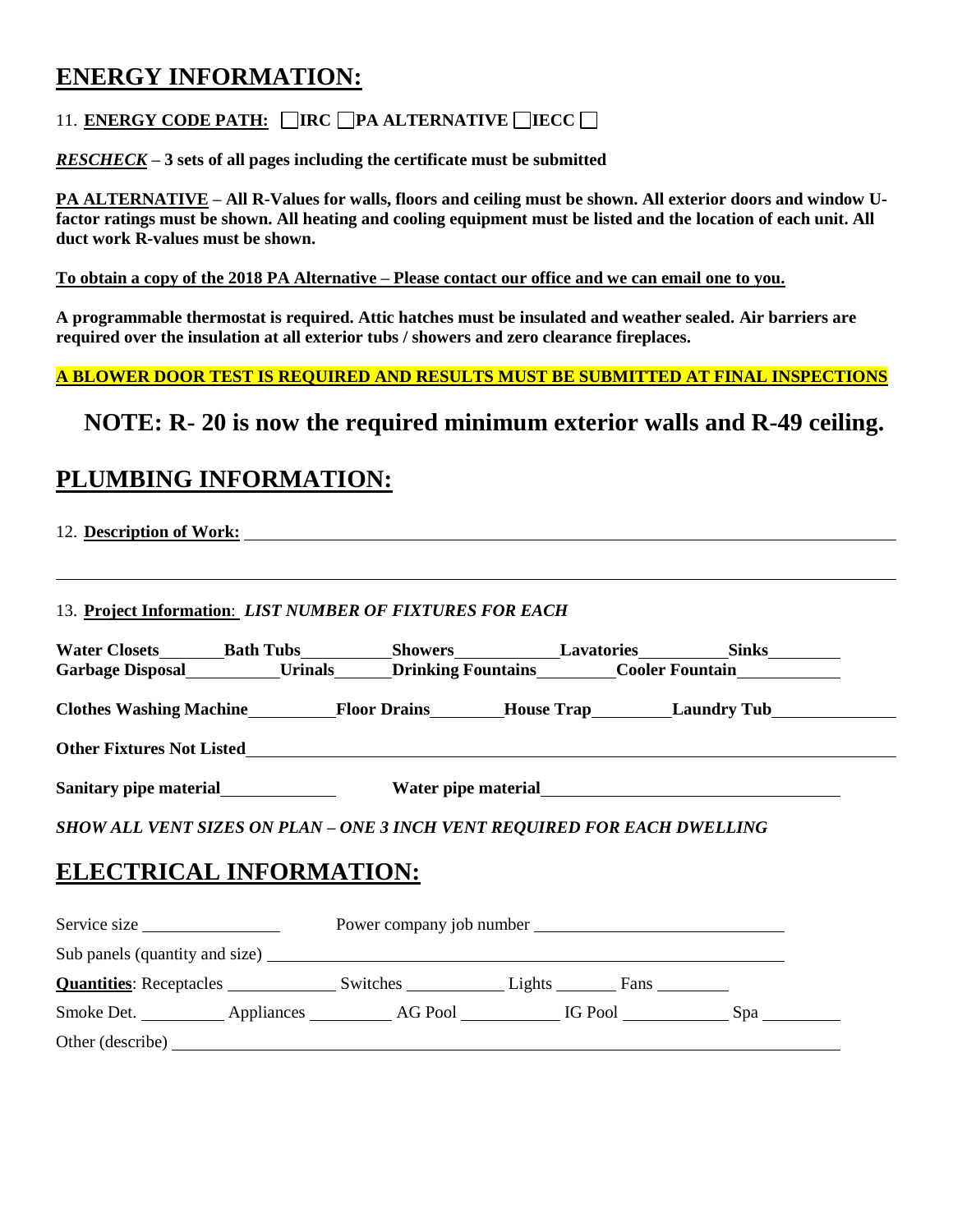## ENERGY INFORMATION:

11. **ENERGY CODE PATH:** ☐ **IRC** ☐ **PA ALTERNATIVE** ☐ **IECC** ☐

***RESCHECK*** **– 3 sets of all pages including the certificate must be submitted**

**PA ALTERNATIVE – All R-Values for walls, floors and ceiling must be shown. All exterior doors and window U-factor ratings must be shown. All heating and cooling equipment must be listed and the location of each unit. All duct work R-values must be shown.**

**To obtain a copy of the 2018 PA Alternative – Please contact our office and we can email one to you.**

**A programmable thermostat is required. Attic hatches must be insulated and weather sealed. Air barriers are required over the insulation at all exterior tubs / showers and zero clearance fireplaces.**

**A BLOWER DOOR TEST IS REQUIRED AND RESULTS MUST BE SUBMITTED AT FINAL INSPECTIONS**

### NOTE: R- 20 is now the required minimum exterior walls and R-49 ceiling.

## PLUMBING INFORMATION:

12. **Description of Work:** ____________________

____________________

13. **Project Information**: ***LIST NUMBER OF FIXTURES FOR EACH***

**Water Closets**______ **Bath Tubs**______ **Showers**______ **Lavatories**______ **Sinks**______
**Garbage Disposal**______ **Urinals**______ **Drinking Fountains**______ **Cooler Fountain**______

**Clothes Washing Machine**______ **Floor Drains**______ **House Trap**______ **Laundry Tub**______

**Other Fixtures Not Listed**____________________

**Sanitary pipe material**______ **Water pipe material**______

***SHOW ALL VENT SIZES ON PLAN – ONE 3 INCH VENT REQUIRED FOR EACH DWELLING***

## ELECTRICAL INFORMATION:

Service size ______ Power company job number ______

Sub panels (quantity and size) ____________________

**Quantities**: Receptacles ______ Switches ______ Lights ______ Fans ______

Smoke Det. ______ Appliances ______ AG Pool ______ IG Pool ______ Spa ______

Other (describe) ____________________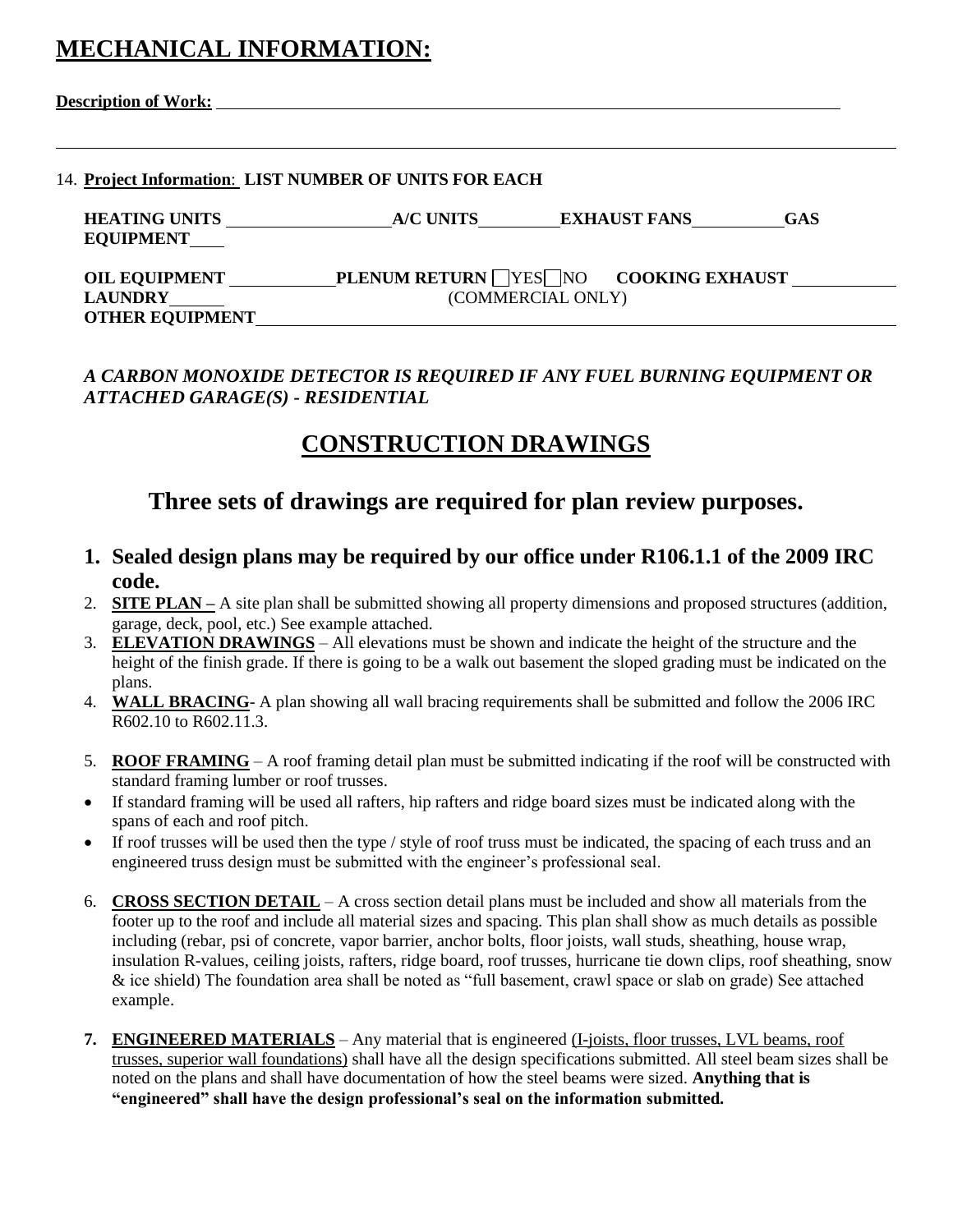# MECHANICAL INFORMATION:

**Description of Work:** ______________________________________________________________________________

______________________________________________________________________________________________

14. **Project Information**: **LIST NUMBER OF UNITS FOR EACH**

**HEATING UNITS** __________________ **A/C UNITS** _________ **EXHAUST FANS** __________ **GAS EQUIPMENT** ____

**OIL EQUIPMENT** ___________ **PLEMUM RETURN** ☐ YES ☐ NO **COOKING EXHAUST** ___________ **LAUNDRY** ______ (COMMERCIAL ONLY)

**OTHER EQUIPMENT** ______________________________________________________________________________

***A CARBON MONOXIDE DETECTOR IS REQUIRED IF ANY FUEL BURNING EQUIPMENT OR ATTACHED GARAGE(S) - RESIDENTIAL***

## CONSTRUCTION DRAWINGS

### Three sets of drawings are required for plan review purposes.

1. **Sealed design plans may be required by our office under R106.1.1 of the 2009 IRC code.**
2. **SITE PLAN –** A site plan shall be submitted showing all property dimensions and proposed structures (addition, garage, deck, pool, etc.) See example attached.
3. **ELEVATION DRAWINGS** – All elevations must be shown and indicate the height of the structure and the height of the finish grade. If there is going to be a walk out basement the sloped grading must be indicated on the plans.
4. **WALL BRACING**- A plan showing all wall bracing requirements shall be submitted and follow the 2006 IRC R602.10 to R602.11.3.
5. **ROOF FRAMING** – A roof framing detail plan must be submitted indicating if the roof will be constructed with standard framing lumber or roof trusses.

- If standard framing will be used all rafters, hip rafters and ridge board sizes must be indicated along with the spans of each and roof pitch.
- If roof trusses will be used then the type / style of roof truss must be indicated, the spacing of each truss and an engineered truss design must be submitted with the engineer's professional seal.

6. **CROSS SECTION DETAIL** – A cross section detail plans must be included and show all materials from the footer up to the roof and include all material sizes and spacing. This plan shall show as much details as possible including (rebar, psi of concrete, vapor barrier, anchor bolts, floor joists, wall studs, sheathing, house wrap, insulation R-values, ceiling joists, rafters, ridge board, roof trusses, hurricane tie down clips, roof sheathing, snow & ice shield) The foundation area shall be noted as "full basement, crawl space or slab on grade) See attached example.
7. **ENGINEERED MATERIALS** – Any material that is engineered (I-joists, floor trusses, LVL beams, roof trusses, superior wall foundations) shall have all the design specifications submitted. All steel beam sizes shall be noted on the plans and shall have documentation of how the steel beams were sized. **Anything that is "engineered" shall have the design professional's seal on the information submitted.**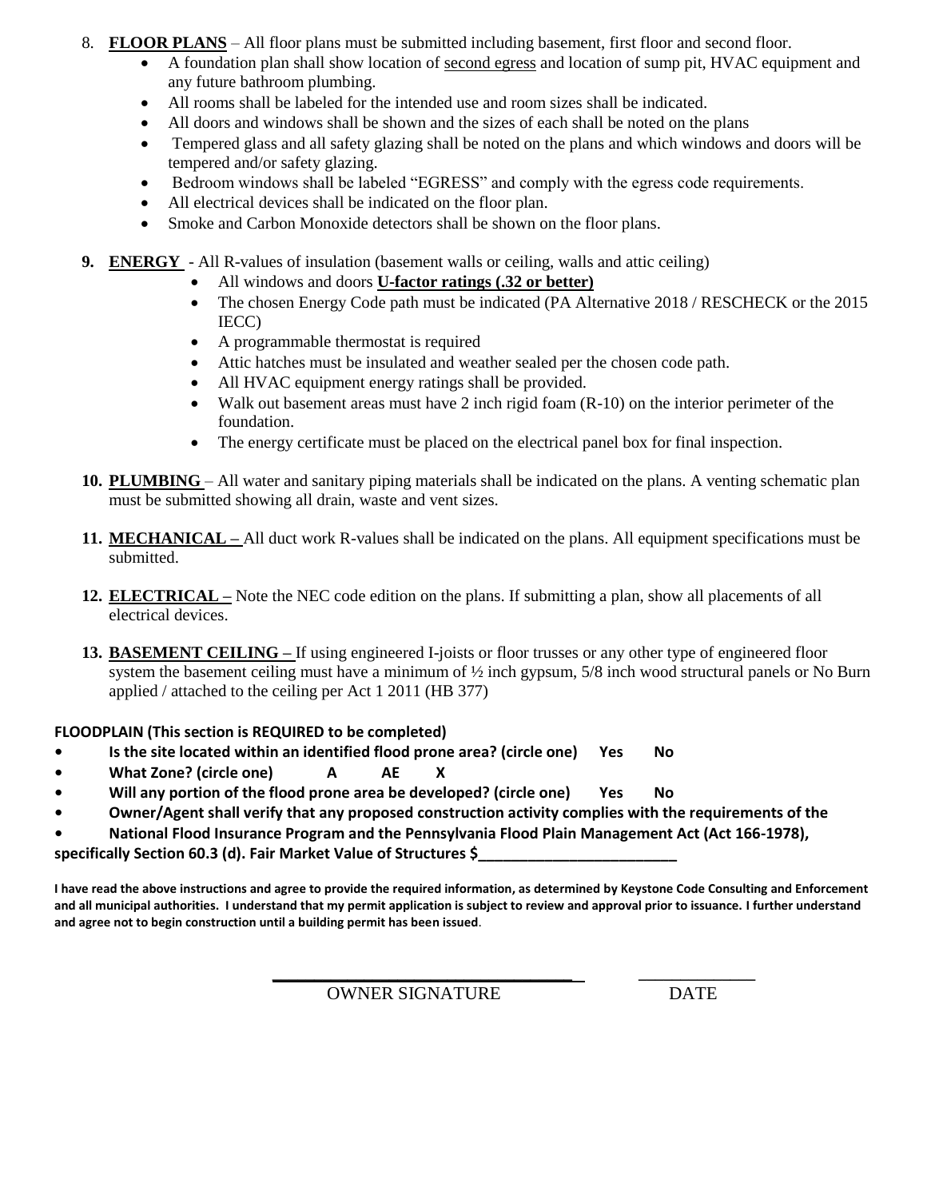8. **FLOOR PLANS** – All floor plans must be submitted including basement, first floor and second floor.
   - A foundation plan shall show location of second egress and location of sump pit, HVAC equipment and any future bathroom plumbing.
   - All rooms shall be labeled for the intended use and room sizes shall be indicated.
   - All doors and windows shall be shown and the sizes of each shall be noted on the plans
   - Tempered glass and all safety glazing shall be noted on the plans and which windows and doors will be tempered and/or safety glazing.
   - Bedroom windows shall be labeled "EGRESS" and comply with the egress code requirements.
   - All electrical devices shall be indicated on the floor plan.
   - Smoke and Carbon Monoxide detectors shall be shown on the floor plans.

9. **ENERGY** - All R-values of insulation (basement walls or ceiling, walls and attic ceiling)
   - All windows and doors **U-factor ratings (.32 or better)**
   - The chosen Energy Code path must be indicated (PA Alternative 2018 / RESCHECK or the 2015 IECC)
   - A programmable thermostat is required
   - Attic hatches must be insulated and weather sealed per the chosen code path.
   - All HVAC equipment energy ratings shall be provided.
   - Walk out basement areas must have 2 inch rigid foam (R-10) on the interior perimeter of the foundation.
   - The energy certificate must be placed on the electrical panel box for final inspection.

10. **PLUMBING** – All water and sanitary piping materials shall be indicated on the plans. A venting schematic plan must be submitted showing all drain, waste and vent sizes.

11. **MECHANICAL –** All duct work R-values shall be indicated on the plans. All equipment specifications must be submitted.

12. **ELECTRICAL –** Note the NEC code edition on the plans. If submitting a plan, show all placements of all electrical devices.

13. **BASEMENT CEILING –** If using engineered I-joists or floor trusses or any other type of engineered floor system the basement ceiling must have a minimum of ½ inch gypsum, 5/8 inch wood structural panels or No Burn applied / attached to the ceiling per Act 1 2011 (HB 377)

**FLOODPLAIN (This section is REQUIRED to be completed)**

- **Is the site located within an identified flood prone area? (circle one) Yes No**
- **What Zone? (circle one) A AE X**
- **Will any portion of the flood prone area be developed? (circle one) Yes No**
- **Owner/Agent shall verify that any proposed construction activity complies with the requirements of the**
- **National Flood Insurance Program and the Pennsylvania Flood Plain Management Act (Act 166-1978),**

**specifically Section 60.3 (d). Fair Market Value of Structures $________________________**

**I have read the above instructions and agree to provide the required information, as determined by Keystone Code Consulting and Enforcement and all municipal authorities. I understand that my permit application is subject to review and approval prior to issuance. I further understand and agree not to begin construction until a building permit has been issued**.

___________________________________ _____________

OWNER SIGNATURE DATE